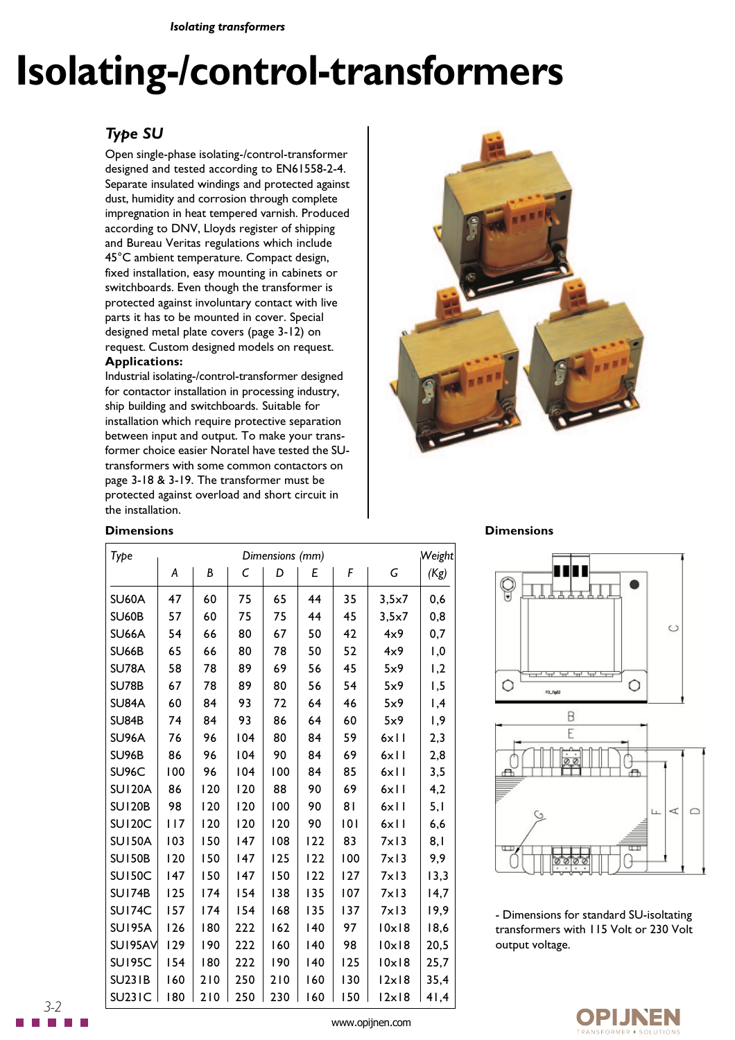# Isolating-/control-transformers

## *Type SU*

Open single-phase isolating-/control-transformer designed and tested according to EN61558-2-4. Separate insulated windings and protected against dust, humidity and corrosion through complete impregnation in heat tempered varnish. Produced according to DNV, Lloyds register of shipping and Bureau Veritas regulations which include 45°C ambient temperature. Compact design, fixed installation, easy mounting in cabinets or switchboards. Even though the transformer is protected against involuntary contact with live parts it has to be mounted in cover. Special designed metal plate covers (page 3-12) on request. Custom designed models on request.

**Applications:**

Industrial isolating-/control-transformer designed for contactor installation in processing industry, ship building and switchboards. Suitable for installation which require protective separation between input and output. To make your transformer choice easier Noratel have tested the SU-transformers with some common contactors on page 3-18 & 3-19. The transformer must be protected against overload and short circuit in the installation.

### Dimensions

| *Type* | *Dimensions (mm)* | | | | | | | *Weight* |
|---|---|---|---|---|---|---|---|---|
| | *A* | *B* | *C* | *D* | *E* | *F* | *G* | *(Kg)* |
| SU60A | 47 | 60 | 75 | 65 | 44 | 35 | 3,5x7 | 0,6 |
| SU60B | 57 | 60 | 75 | 75 | 44 | 45 | 3,5x7 | 0,8 |
| SU66A | 54 | 66 | 80 | 67 | 50 | 42 | 4x9 | 0,7 |
| SU66B | 65 | 66 | 80 | 78 | 50 | 52 | 4x9 | 1,0 |
| SU78A | 58 | 78 | 89 | 69 | 56 | 45 | 5x9 | 1,2 |
| SU78B | 67 | 78 | 89 | 80 | 56 | 54 | 5x9 | 1,5 |
| SU84A | 60 | 84 | 93 | 72 | 64 | 46 | 5x9 | 1,4 |
| SU84B | 74 | 84 | 93 | 86 | 64 | 60 | 5x9 | 1,9 |
| SU96A | 76 | 96 | 104 | 80 | 84 | 59 | 6x11 | 2,3 |
| SU96B | 86 | 96 | 104 | 90 | 84 | 69 | 6x11 | 2,8 |
| SU96C | 100 | 96 | 104 | 100 | 84 | 85 | 6x11 | 3,5 |
| SU120A | 86 | 120 | 120 | 88 | 90 | 69 | 6x11 | 4,2 |
| SU120B | 98 | 120 | 120 | 100 | 90 | 81 | 6x11 | 5,1 |
| SU120C | 117 | 120 | 120 | 120 | 90 | 101 | 6x11 | 6,6 |
| SU150A | 103 | 150 | 147 | 108 | 122 | 83 | 7x13 | 8,1 |
| SU150B | 120 | 150 | 147 | 125 | 122 | 100 | 7x13 | 9,9 |
| SU150C | 147 | 150 | 147 | 150 | 122 | 127 | 7x13 | 13,3 |
| SU174B | 125 | 174 | 154 | 138 | 135 | 107 | 7x13 | 14,7 |
| SU174C | 157 | 174 | 154 | 168 | 135 | 137 | 7x13 | 19,9 |
| SU195A | 126 | 180 | 222 | 162 | 140 | 97 | 10x18 | 18,6 |
| SU195AV | 129 | 190 | 222 | 160 | 140 | 98 | 10x18 | 20,5 |
| SU195C | 154 | 180 | 222 | 190 | 140 | 125 | 10x18 | 25,7 |
| SU231B | 160 | 210 | 250 | 210 | 160 | 130 | 12x18 | 35,4 |
| SU231C | 180 | 210 | 250 | 230 | 160 | 150 | 12x18 | 41,4 |

### Dimensions

- Dimensions for standard SU-isoltating transformers with 115 Volt or 230 Volt output voltage.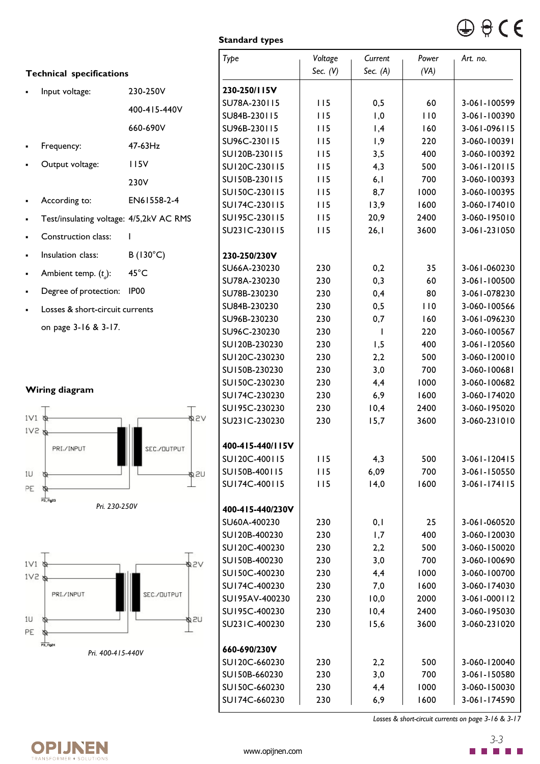## Technical specifications

- Input voltage: 230-250V
  400-415-440V
  660-690V
- Frequency: 47-63Hz
- Output voltage: 115V
  230V
- According to: EN61558-2-4
- Test/insulating voltage: 4/5,2kV AC RMS
- Construction class: I
- Insulation class: B (130°C)
- Ambient temp. ($t_a$): 45°C
- Degree of protection: IP00
- Losses & short-circuit currents
  on page 3-16 & 3-17.

## Wiring diagram

1V1
1V2
PRI./INPUT
SEC./OUTPUT
2V
1U
2U
PE

*Pri. 230-250V*

1V1
1V2
PRI./INPUT
SEC./OUTPUT
2V
1U
2U
PE

*Pri. 400-415-440V*

## Standard types

| Type | Voltage Sec. (V) | Current Sec. (A) | Power (VA) | Art. no. |
|---|---|---|---|---|
| **230-250/115V** | | | | |
| SU78A-230115 | 115 | 0,5 | 60 | 3-061-100599 |
| SU84B-230115 | 115 | 1,0 | 110 | 3-061-100390 |
| SU96B-230115 | 115 | 1,4 | 160 | 3-061-096115 |
| SU96C-230115 | 115 | 1,9 | 220 | 3-060-100391 |
| SU120B-230115 | 115 | 3,5 | 400 | 3-060-100392 |
| SU120C-230115 | 115 | 4,3 | 500 | 3-061-120115 |
| SU150B-230115 | 115 | 6,1 | 700 | 3-060-100393 |
| SU150C-230115 | 115 | 8,7 | 1000 | 3-060-100395 |
| SU174C-230115 | 115 | 13,9 | 1600 | 3-060-174010 |
| SU195C-230115 | 115 | 20,9 | 2400 | 3-060-195010 |
| SU231C-230115 | 115 | 26,1 | 3600 | 3-061-231050 |
| **230-250/230V** | | | | |
| SU66A-230230 | 230 | 0,2 | 35 | 3-061-060230 |
| SU78A-230230 | 230 | 0,3 | 60 | 3-061-100500 |
| SU78B-230230 | 230 | 0,4 | 80 | 3-061-078230 |
| SU84B-230230 | 230 | 0,5 | 110 | 3-060-100566 |
| SU96B-230230 | 230 | 0,7 | 160 | 3-061-096230 |
| SU96C-230230 | 230 | 1 | 220 | 3-060-100567 |
| SU120B-230230 | 230 | 1,5 | 400 | 3-061-120560 |
| SU120C-230230 | 230 | 2,2 | 500 | 3-060-120010 |
| SU150B-230230 | 230 | 3,0 | 700 | 3-060-100681 |
| SU150C-230230 | 230 | 4,4 | 1000 | 3-060-100682 |
| SU174C-230230 | 230 | 6,9 | 1600 | 3-060-174020 |
| SU195C-230230 | 230 | 10,4 | 2400 | 3-060-195020 |
| SU231C-230230 | 230 | 15,7 | 3600 | 3-060-231010 |
| **400-415-440/115V** | | | | |
| SU120C-400115 | 115 | 4,3 | 500 | 3-061-120415 |
| SU150B-400115 | 115 | 6,09 | 700 | 3-061-150550 |
| SU174C-400115 | 115 | 14,0 | 1600 | 3-061-174115 |
| **400-415-440/230V** | | | | |
| SU60A-400230 | 230 | 0,1 | 25 | 3-061-060520 |
| SU120B-400230 | 230 | 1,7 | 400 | 3-060-120030 |
| SU120C-400230 | 230 | 2,2 | 500 | 3-060-150020 |
| SU150B-400230 | 230 | 3,0 | 700 | 3-060-100690 |
| SU150C-400230 | 230 | 4,4 | 1000 | 3-060-100700 |
| SU174C-400230 | 230 | 7,0 | 1600 | 3-060-174030 |
| SU195AV-400230 | 230 | 10,0 | 2000 | 3-061-000112 |
| SU195C-400230 | 230 | 10,4 | 2400 | 3-060-195030 |
| SU231C-400230 | 230 | 15,6 | 3600 | 3-060-231020 |
| **660-690/230V** | | | | |
| SU120C-660230 | 230 | 2,2 | 500 | 3-060-120040 |
| SU150B-660230 | 230 | 3,0 | 700 | 3-061-150580 |
| SU150C-660230 | 230 | 4,4 | 1000 | 3-060-150030 |
| SU174C-660230 | 230 | 6,9 | 1600 | 3-061-174590 |

*Losses & short-circuit currents on page 3-16 & 3-17*